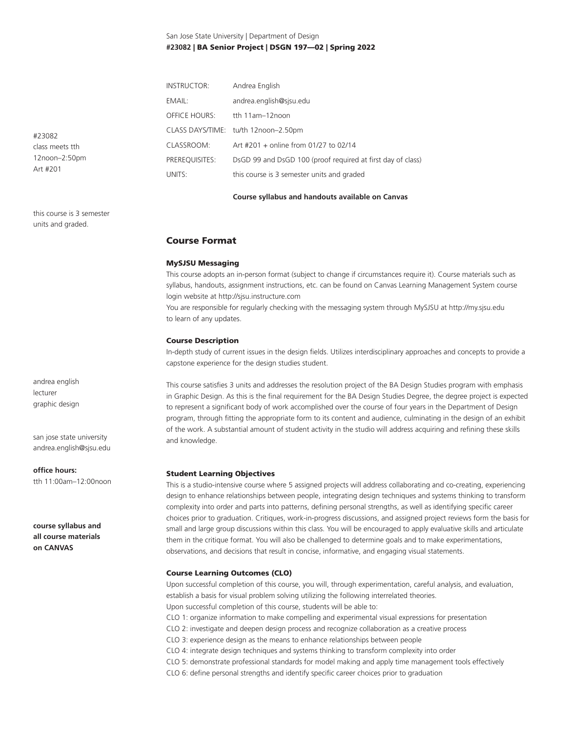San Jose State University | Department of Design
**#23082 | BA Senior Project | DSGN 197—02 | Spring 2022**

| | |
|---|---|
| INSTRUCTOR: | Andrea English |
| EMAIL: | andrea.english@sjsu.edu |
| OFFICE HOURS: | tth 11am–12noon |
| CLASS DAYS/TIME: | tu/th 12noon–2.50pm |
| CLASSROOM: | Art #201 + online from 01/27 to 02/14 |
| PREREQUISITES: | DsGD 99 and DsGD 100 (proof required at first day of class) |
| UNITS: | this course is 3 semester units and graded |

**Course syllabus and handouts available on Canvas**

#23082
class meets tth
12noon–2:50pm
Art #201

this course is 3 semester units and graded.

andrea english
lecturer
graphic design

san jose state university
andrea.english@sjsu.edu

**office hours:**
tth 11:00am–12:00noon

**course syllabus and all course materials on CANVAS**

## Course Format

### MySJSU Messaging

This course adopts an in-person format (subject to change if circumstances require it). Course materials such as syllabus, handouts, assignment instructions, etc. can be found on Canvas Learning Management System course login website at http://sjsu.instructure.com
You are responsible for regularly checking with the messaging system through MySJSU at http://my.sjsu.edu to learn of any updates.

### Course Description

In-depth study of current issues in the design fields. Utilizes interdisciplinary approaches and concepts to provide a capstone experience for the design studies student.

This course satisfies 3 units and addresses the resolution project of the BA Design Studies program with emphasis in Graphic Design. As this is the final requirement for the BA Design Studies Degree, the degree project is expected to represent a significant body of work accomplished over the course of four years in the Department of Design program, through fitting the appropriate form to its content and audience, culminating in the design of an exhibit of the work. A substantial amount of student activity in the studio will address acquiring and refining these skills and knowledge.

### Student Learning Objectives

This is a studio-intensive course where 5 assigned projects will address collaborating and co-creating, experiencing design to enhance relationships between people, integrating design techniques and systems thinking to transform complexity into order and parts into patterns, defining personal strengths, as well as identifying specific career choices prior to graduation. Critiques, work-in-progress discussions, and assigned project reviews form the basis for small and large group discussions within this class. You will be encouraged to apply evaluative skills and articulate them in the critique format. You will also be challenged to determine goals and to make experimentations, observations, and decisions that result in concise, informative, and engaging visual statements.

### Course Learning Outcomes (CLO)

Upon successful completion of this course, you will, through experimentation, careful analysis, and evaluation, establish a basis for visual problem solving utilizing the following interrelated theories.
Upon successful completion of this course, students will be able to:
CLO 1: organize information to make compelling and experimental visual expressions for presentation
CLO 2: investigate and deepen design process and recognize collaboration as a creative process
CLO 3: experience design as the means to enhance relationships between people
CLO 4: integrate design techniques and systems thinking to transform complexity into order
CLO 5: demonstrate professional standards for model making and apply time management tools effectively
CLO 6: define personal strengths and identify specific career choices prior to graduation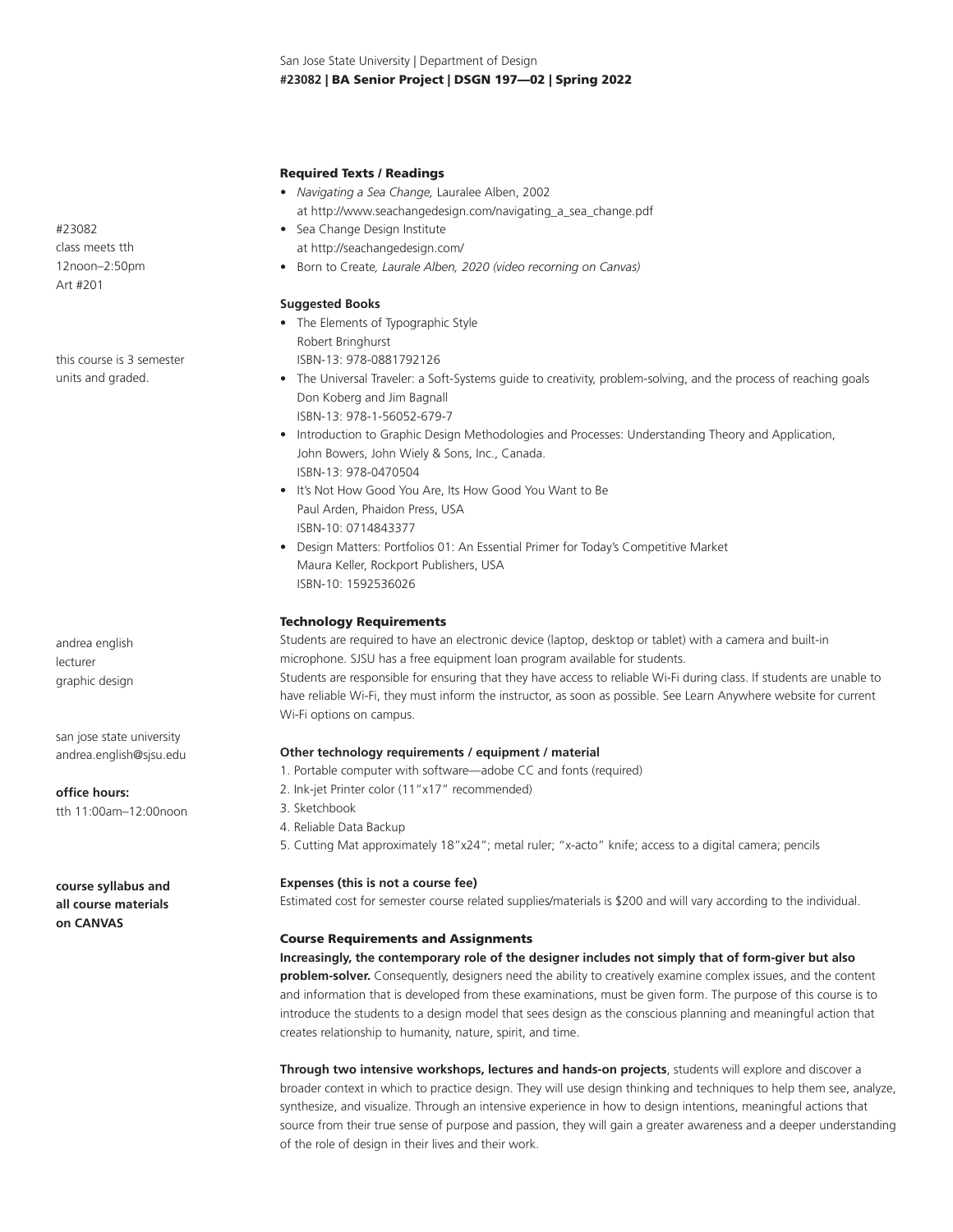#23082
class meets tth
12noon–2:50pm
Art #201

this course is 3 semester units and graded.

andrea english
lecturer
graphic design

san jose state university
andrea.english@sjsu.edu

**office hours:**
tth 11:00am–12:00noon

**course syllabus and all course materials on CANVAS**

### Required Texts / Readings

- *Navigating a Sea Change,* Lauralee Alben, 2002
  at http://www.seachangedesign.com/navigating_a_sea_change.pdf
- Sea Change Design Institute
  at http://seachangedesign.com/
- Born to Create*, Laurale Alben, 2020 (video recorning on Canvas)*

#### Suggested Books

- The Elements of Typographic Style
  Robert Bringhurst
  ISBN-13: 978-0881792126
- The Universal Traveler: a Soft-Systems guide to creativity, problem-solving, and the process of reaching goals
  Don Koberg and Jim Bagnall
  ISBN-13: 978-1-56052-679-7
- Introduction to Graphic Design Methodologies and Processes: Understanding Theory and Application,
  John Bowers, John Wiely & Sons, Inc., Canada.
  ISBN-13: 978-0470504
- It's Not How Good You Are, Its How Good You Want to Be
  Paul Arden, Phaidon Press, USA
  ISBN-10: 0714843377
- Design Matters: Portfolios 01: An Essential Primer for Today's Competitive Market
  Maura Keller, Rockport Publishers, USA
  ISBN-10: 1592536026

### Technology Requirements

Students are required to have an electronic device (laptop, desktop or tablet) with a camera and built-in microphone. SJSU has a free equipment loan program available for students.
Students are responsible for ensuring that they have access to reliable Wi-Fi during class. If students are unable to have reliable Wi-Fi, they must inform the instructor, as soon as possible. See Learn Anywhere website for current Wi-Fi options on campus.

#### Other technology requirements / equipment / material

1. Portable computer with software—adobe CC and fonts (required)
2. Ink-jet Printer color (11"x17" recommended)
3. Sketchbook
4. Reliable Data Backup
5. Cutting Mat approximately 18"x24"; metal ruler; "x-acto" knife; access to a digital camera; pencils

#### Expenses (this is not a course fee)

Estimated cost for semester course related supplies/materials is $200 and will vary according to the individual.

### Course Requirements and Assignments

**Increasingly, the contemporary role of the designer includes not simply that of form-giver but also problem-solver.** Consequently, designers need the ability to creatively examine complex issues, and the content and information that is developed from these examinations, must be given form. The purpose of this course is to introduce the students to a design model that sees design as the conscious planning and meaningful action that creates relationship to humanity, nature, spirit, and time.

**Through two intensive workshops, lectures and hands-on projects**, students will explore and discover a broader context in which to practice design. They will use design thinking and techniques to help them see, analyze, synthesize, and visualize. Through an intensive experience in how to design intentions, meaningful actions that source from their true sense of purpose and passion, they will gain a greater awareness and a deeper understanding of the role of design in their lives and their work.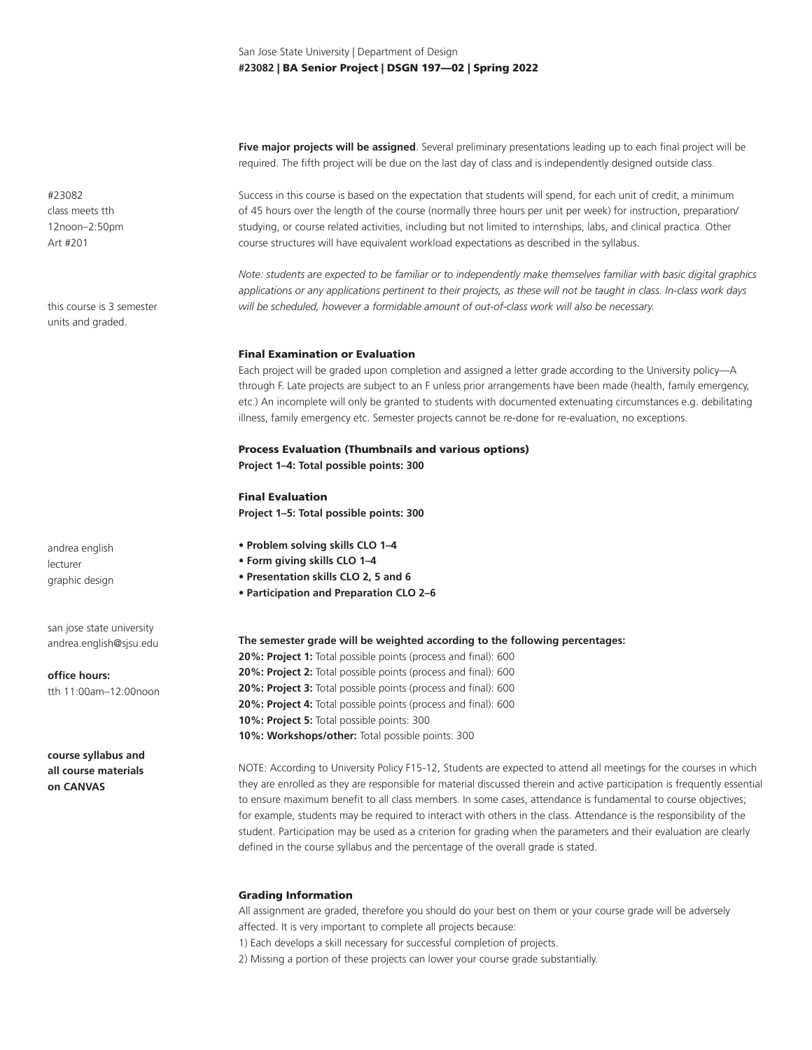**Five major projects will be assigned**. Several preliminary presentations leading up to each final project will be required. The fifth project will be due on the last day of class and is independently designed outside class.

#23082
class meets tth
12noon–2:50pm
Art #201

Success in this course is based on the expectation that students will spend, for each unit of credit, a minimum of 45 hours over the length of the course (normally three hours per unit per week) for instruction, preparation/studying, or course related activities, including but not limited to internships, labs, and clinical practica. Other course structures will have equivalent workload expectations as described in the syllabus.

this course is 3 semester units and graded.

*Note: students are expected to be familiar or to independently make themselves familiar with basic digital graphics applications or any applications pertinent to their projects, as these will not be taught in class. In-class work days will be scheduled, however a formidable amount of out-of-class work will also be necessary.*

### Final Examination or Evaluation

Each project will be graded upon completion and assigned a letter grade according to the University policy—A through F. Late projects are subject to an F unless prior arrangements have been made (health, family emergency, etc.) An incomplete will only be granted to students with documented extenuating circumstances e.g. debilitating illness, family emergency etc. Semester projects cannot be re-done for re-evaluation, no exceptions.

### Process Evaluation (Thumbnails and various options)

**Project 1–4: Total possible points: 300**

### Final Evaluation

**Project 1–5: Total possible points: 300**

andrea english
lecturer
graphic design

- **Problem solving skills CLO 1–4**
- **Form giving skills CLO 1–4**
- **Presentation skills CLO 2, 5 and 6**
- **Participation and Preparation CLO 2–6**

san jose state university
andrea.english@sjsu.edu

**office hours:**
tth 11:00am–12:00noon

**course syllabus and all course materials on CANVAS**

**The semester grade will be weighted according to the following percentages:**
**20%: Project 1:** Total possible points (process and final): 600
**20%: Project 2:** Total possible points (process and final): 600
**20%: Project 3:** Total possible points (process and final): 600
**20%: Project 4:** Total possible points (process and final): 600
**10%: Project 5:** Total possible points: 300
**10%: Workshops/other:** Total possible points: 300

NOTE: According to University Policy F15-12, Students are expected to attend all meetings for the courses in which they are enrolled as they are responsible for material discussed therein and active participation is frequently essential to ensure maximum benefit to all class members. In some cases, attendance is fundamental to course objectives; for example, students may be required to interact with others in the class. Attendance is the responsibility of the student. Participation may be used as a criterion for grading when the parameters and their evaluation are clearly defined in the course syllabus and the percentage of the overall grade is stated.

### Grading Information

All assignment are graded, therefore you should do your best on them or your course grade will be adversely affected. It is very important to complete all projects because:
1) Each develops a skill necessary for successful completion of projects.
2) Missing a portion of these projects can lower your course grade substantially.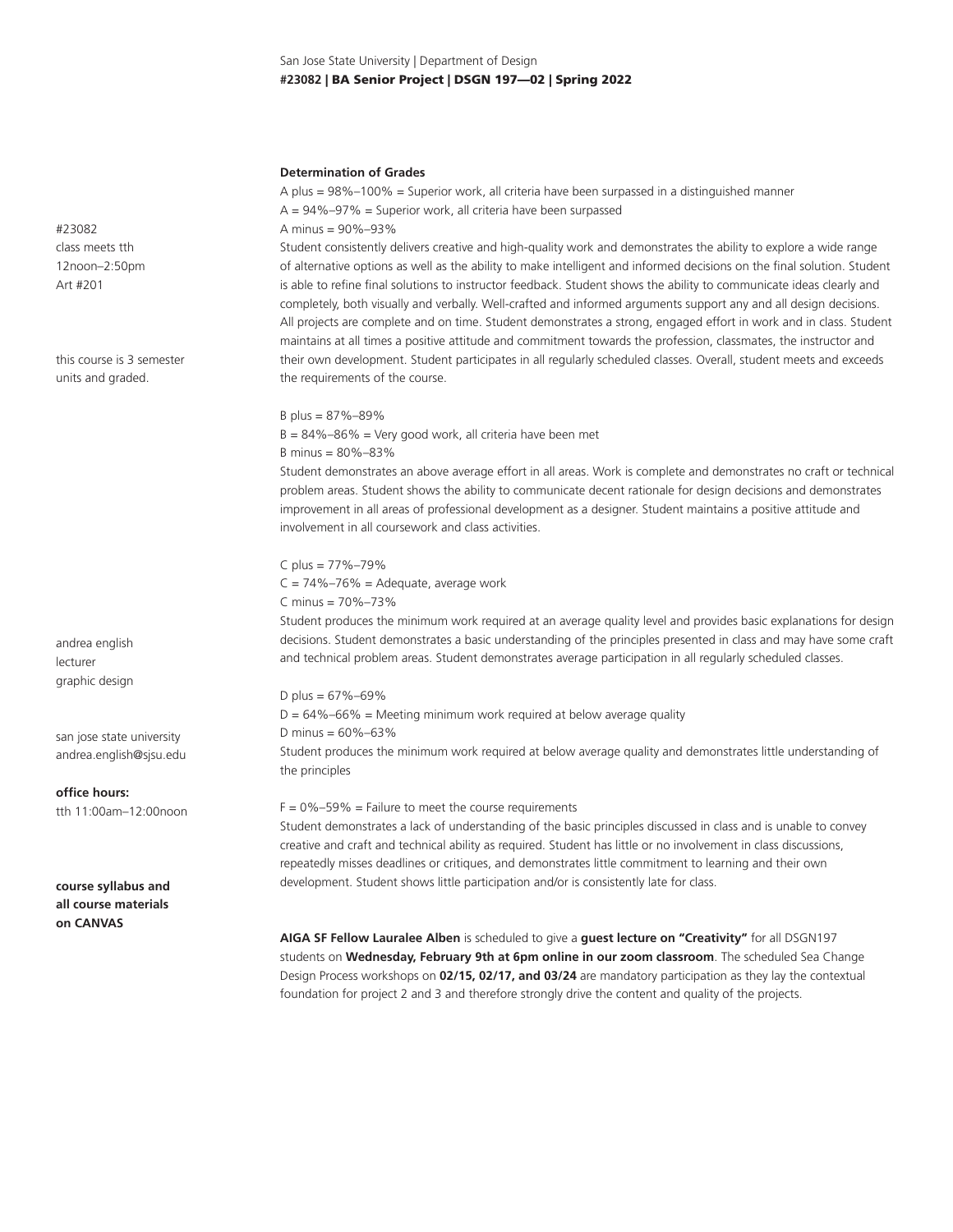#23082
class meets tth
12noon–2:50pm
Art #201

this course is 3 semester units and graded.

andrea english
lecturer
graphic design

san jose state university
andrea.english@sjsu.edu

**office hours:**
tth 11:00am–12:00noon

**course syllabus and all course materials on CANVAS**

**Determination of Grades**

A plus = 98%–100% = Superior work, all criteria have been surpassed in a distinguished manner
A = 94%–97% = Superior work, all criteria have been surpassed
A minus = 90%–93%
Student consistently delivers creative and high-quality work and demonstrates the ability to explore a wide range of alternative options as well as the ability to make intelligent and informed decisions on the final solution. Student is able to refine final solutions to instructor feedback. Student shows the ability to communicate ideas clearly and completely, both visually and verbally. Well-crafted and informed arguments support any and all design decisions. All projects are complete and on time. Student demonstrates a strong, engaged effort in work and in class. Student maintains at all times a positive attitude and commitment towards the profession, classmates, the instructor and their own development. Student participates in all regularly scheduled classes. Overall, student meets and exceeds the requirements of the course.

B plus = 87%–89%
B = 84%–86% = Very good work, all criteria have been met
B minus = 80%–83%
Student demonstrates an above average effort in all areas. Work is complete and demonstrates no craft or technical problem areas. Student shows the ability to communicate decent rationale for design decisions and demonstrates improvement in all areas of professional development as a designer. Student maintains a positive attitude and involvement in all coursework and class activities.

C plus = 77%–79%
C = 74%–76% = Adequate, average work
C minus = 70%–73%
Student produces the minimum work required at an average quality level and provides basic explanations for design decisions. Student demonstrates a basic understanding of the principles presented in class and may have some craft and technical problem areas. Student demonstrates average participation in all regularly scheduled classes.

D plus = 67%–69%
D = 64%–66% = Meeting minimum work required at below average quality
D minus = 60%–63%
Student produces the minimum work required at below average quality and demonstrates little understanding of the principles

F = 0%–59% = Failure to meet the course requirements
Student demonstrates a lack of understanding of the basic principles discussed in class and is unable to convey creative and craft and technical ability as required. Student has little or no involvement in class discussions, repeatedly misses deadlines or critiques, and demonstrates little commitment to learning and their own development. Student shows little participation and/or is consistently late for class.

**AIGA SF Fellow Lauralee Alben** is scheduled to give a **guest lecture on "Creativity"** for all DSGN197 students on **Wednesday, February 9th at 6pm online in our zoom classroom**. The scheduled Sea Change Design Process workshops on **02/15, 02/17, and 03/24** are mandatory participation as they lay the contextual foundation for project 2 and 3 and therefore strongly drive the content and quality of the projects.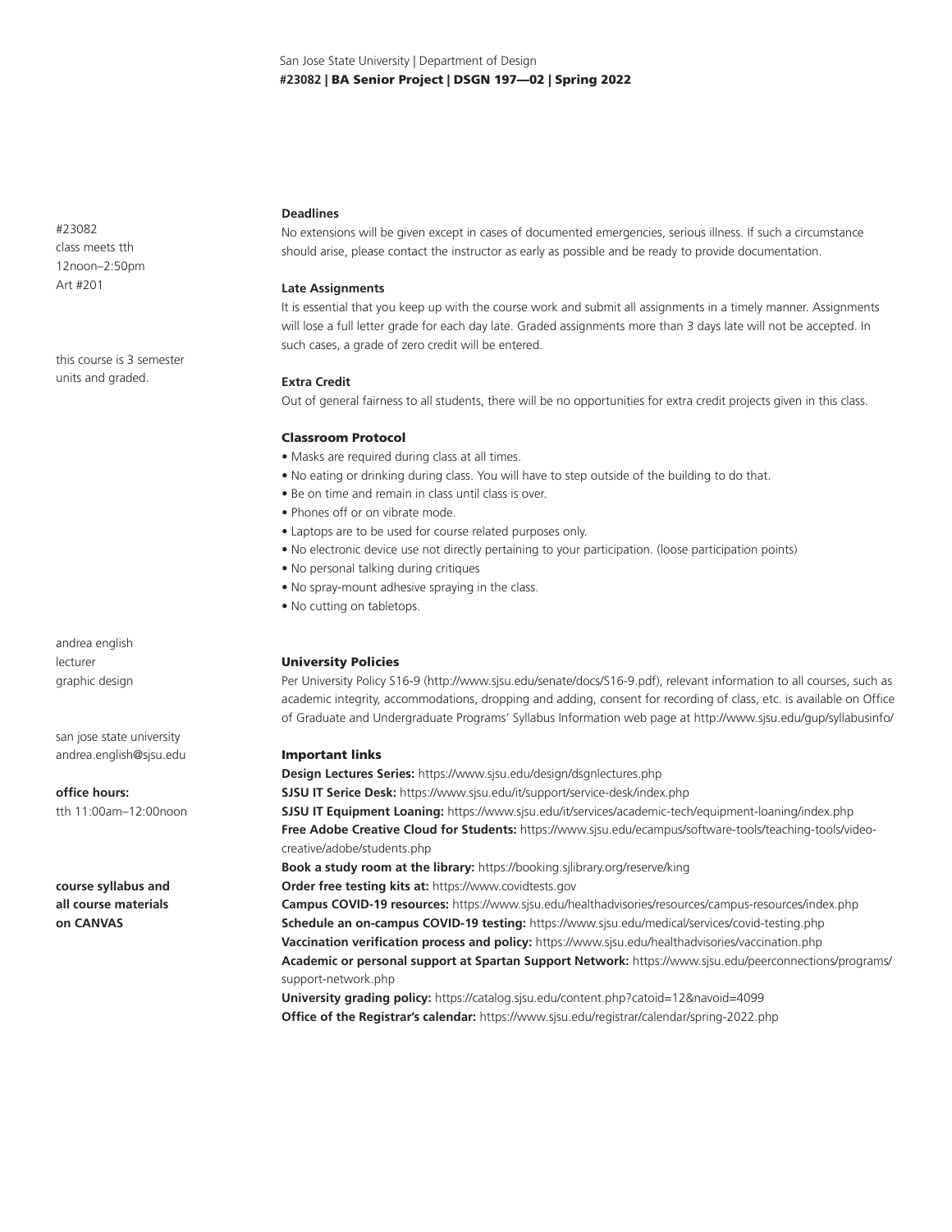San Jose State University | Department of Design
**#23082 | BA Senior Project | DSGN 197—02 | Spring 2022**

#23082
class meets tth
12noon–2:50pm
Art #201

this course is 3 semester units and graded.

andrea english
lecturer
graphic design

san jose state university
andrea.english@sjsu.edu

**office hours:**
tth 11:00am–12:00noon

**course syllabus and all course materials on CANVAS**

#### Deadlines

No extensions will be given except in cases of documented emergencies, serious illness. If such a circumstance should arise, please contact the instructor as early as possible and be ready to provide documentation.

#### Late Assignments

It is essential that you keep up with the course work and submit all assignments in a timely manner. Assignments will lose a full letter grade for each day late. Graded assignments more than 3 days late will not be accepted. In such cases, a grade of zero credit will be entered.

#### Extra Credit

Out of general fairness to all students, there will be no opportunities for extra credit projects given in this class.

### Classroom Protocol

- Masks are required during class at all times.
- No eating or drinking during class. You will have to step outside of the building to do that.
- Be on time and remain in class until class is over.
- Phones off or on vibrate mode.
- Laptops are to be used for course related purposes only.
- No electronic device use not directly pertaining to your participation. (loose participation points)
- No personal talking during critiques
- No spray-mount adhesive spraying in the class.
- No cutting on tabletops.

### University Policies

Per University Policy S16-9 (http://www.sjsu.edu/senate/docs/S16-9.pdf), relevant information to all courses, such as academic integrity, accommodations, dropping and adding, consent for recording of class, etc. is available on Office of Graduate and Undergraduate Programs' Syllabus Information web page at http://www.sjsu.edu/gup/syllabusinfo/

### Important links

**Design Lectures Series:** https://www.sjsu.edu/design/dsgnlectures.php
**SJSU IT Serice Desk:** https://www.sjsu.edu/it/support/service-desk/index.php
**SJSU IT Equipment Loaning:** https://www.sjsu.edu/it/services/academic-tech/equipment-loaning/index.php
**Free Adobe Creative Cloud for Students:** https://www.sjsu.edu/ecampus/software-tools/teaching-tools/video-creative/adobe/students.php
**Book a study room at the library:** https://booking.sjlibrary.org/reserve/king
**Order free testing kits at:** https://www.covidtests.gov
**Campus COVID-19 resources:** https://www.sjsu.edu/healthadvisories/resources/campus-resources/index.php
**Schedule an on-campus COVID-19 testing:** https://www.sjsu.edu/medical/services/covid-testing.php
**Vaccination verification process and policy:** https://www.sjsu.edu/healthadvisories/vaccination.php
**Academic or personal support at Spartan Support Network:** https://www.sjsu.edu/peerconnections/programs/support-network.php
**University grading policy:** https://catalog.sjsu.edu/content.php?catoid=12&navoid=4099
**Office of the Registrar's calendar:** https://www.sjsu.edu/registrar/calendar/spring-2022.php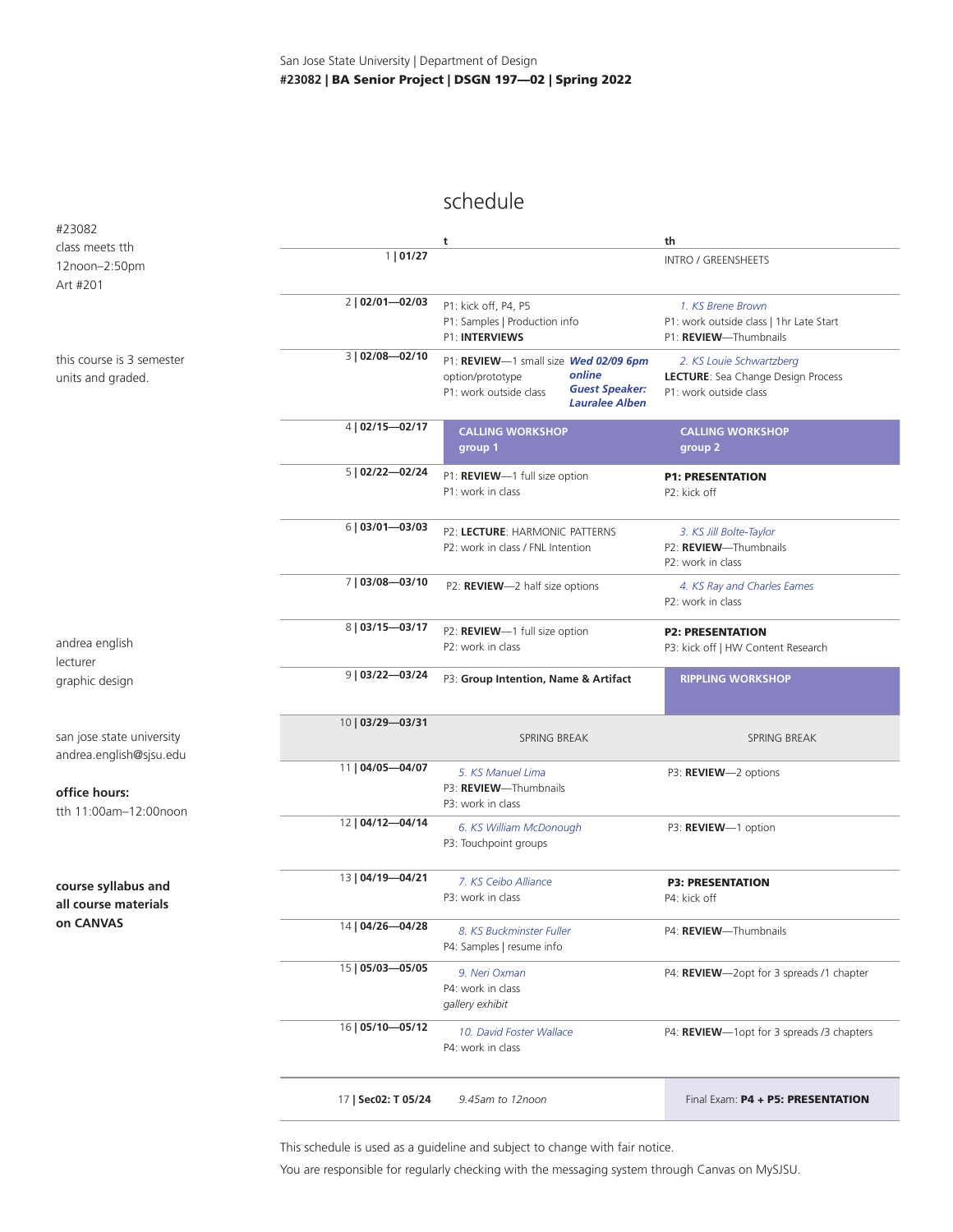San Jose State University | Department of Design
**#23082 | BA Senior Project | DSGN 197—02 | Spring 2022**

#23082
class meets tth
12noon–2:50pm
Art #201

this course is 3 semester units and graded.

andrea english
lecturer
graphic design

san jose state university
andrea.english@sjsu.edu

**office hours:**
tth 11:00am–12:00noon

**course syllabus and all course materials on CANVAS**

# schedule

| | t | th |
|---|---|---|
| 1 \| **01/27** | | INTRO / GREENSHEETS |
| 2 \| **02/01—02/03** | P1: kick off, P4, P5<br>P1: Samples \| Production info<br>P1: **INTERVIEWS** | *1. KS Brene Brown*<br>P1: work outside class \| 1hr Late Start<br>P1: **REVIEW**—Thumbnails |
| 3 \| **02/08—02/10** | P1: **REVIEW**—1 small size option/prototype<br>P1: work outside class<br>***Wed 02/09 6pm online Guest Speaker: Lauralee Alben*** | *2. KS Louie Schwartzberg*<br>**LECTURE**: Sea Change Design Process<br>P1: work outside class |
| 4 \| **02/15—02/17** | **CALLING WORKSHOP group 1** | **CALLING WORKSHOP group 2** |
| 5 \| **02/22—02/24** | P1: **REVIEW**—1 full size option<br>P1: work in class | **P1: PRESENTATION**<br>P2: kick off |
| 6 \| **03/01—03/03** | P2: **LECTURE**: HARMONIC PATTERNS<br>P2: work in class / FNL Intention | *3. KS Jill Bolte-Taylor*<br>P2: **REVIEW**—Thumbnails<br>P2: work in class |
| 7 \| **03/08—03/10** | P2: **REVIEW**—2 half size options | *4. KS Ray and Charles Eames*<br>P2: work in class |
| 8 \| **03/15—03/17** | P2: **REVIEW**—1 full size option<br>P2: work in class | **P2: PRESENTATION**<br>P3: kick off \| HW Content Research |
| 9 \| **03/22—03/24** | P3: **Group Intention, Name & Artifact** | **RIPPLING WORKSHOP** |
| 10 \| **03/29—03/31** | SPRING BREAK | SPRING BREAK |
| 11 \| **04/05—04/07** | *5. KS Manuel Lima*<br>P3: **REVIEW**—Thumbnails<br>P3: work in class | P3: **REVIEW**—2 options |
| 12 \| **04/12—04/14** | *6. KS William McDonough*<br>P3: Touchpoint groups | P3: **REVIEW**—1 option |
| 13 \| **04/19—04/21** | *7. KS Ceibo Alliance*<br>P3: work in class | **P3: PRESENTATION**<br>P4: kick off |
| 14 \| **04/26—04/28** | *8. KS Buckminster Fuller*<br>P4: Samples \| resume info | P4: **REVIEW**—Thumbnails |
| 15 \| **05/03—05/05** | *9. Neri Oxman*<br>P4: work in class<br>*gallery exhibit* | P4: **REVIEW**—2opt for 3 spreads /1 chapter |
| 16 \| **05/10—05/12** | *10. David Foster Wallace*<br>P4: work in class | P4: **REVIEW**—1opt for 3 spreads /3 chapters |
| 17 \| **Sec02: T 05/24** | *9.45am to 12noon* | Final Exam: **P4 + P5: PRESENTATION** |

This schedule is used as a guideline and subject to change with fair notice.

You are responsible for regularly checking with the messaging system through Canvas on MySJSU.